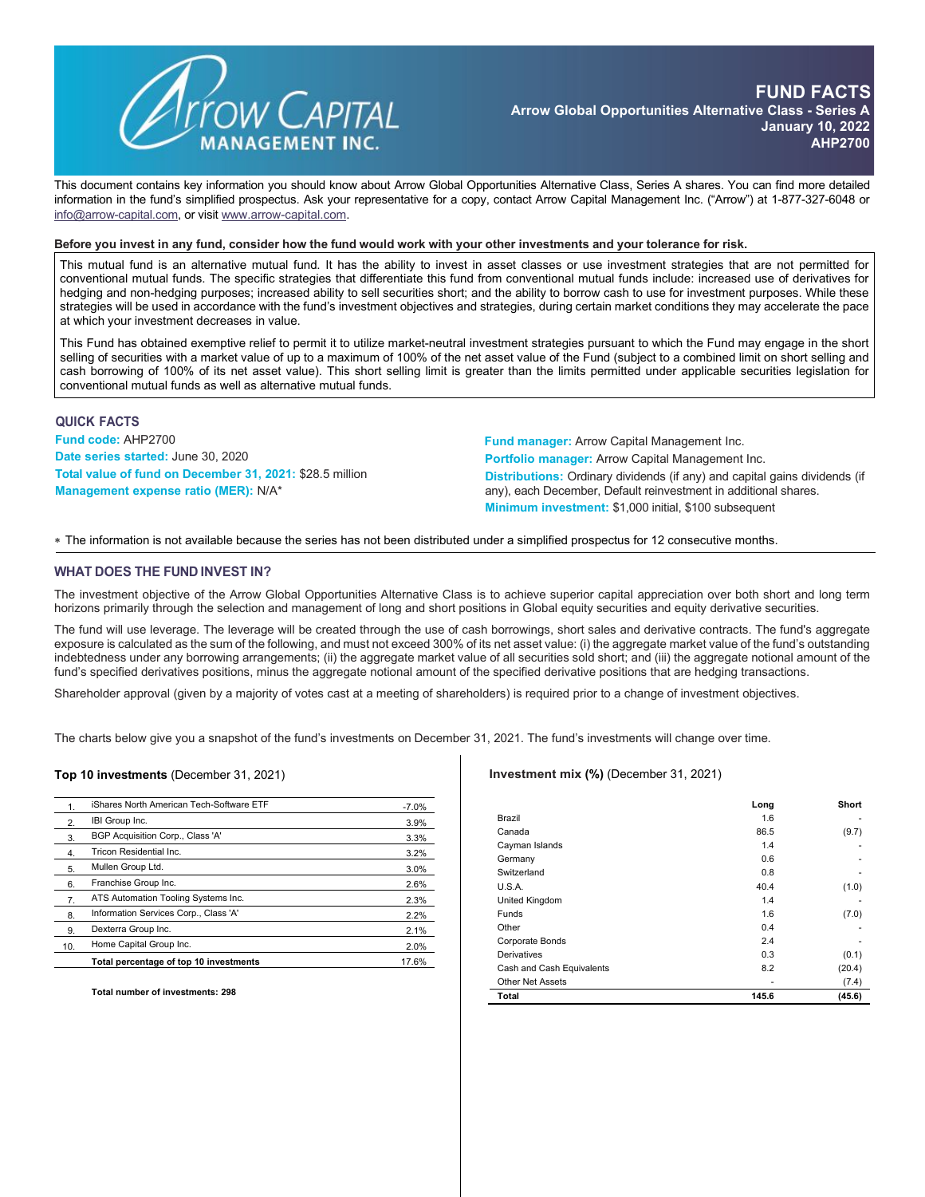# FUND FACTS

**Arrow Global Opportunities Alternative Class - Series A**
**January 10, 2022**
**AHP2700**

This document contains key information you should know about Arrow Global Opportunities Alternative Class, Series A shares. You can find more detailed information in the fund's simplified prospectus. Ask your representative for a copy, contact Arrow Capital Management Inc. ("Arrow") at 1-877-327-6048 or info@arrow-capital.com, or visit www.arrow-capital.com.

**Before you invest in any fund, consider how the fund would work with your other investments and your tolerance for risk.**

This mutual fund is an alternative mutual fund. It has the ability to invest in asset classes or use investment strategies that are not permitted for conventional mutual funds. The specific strategies that differentiate this fund from conventional mutual funds include: increased use of derivatives for hedging and non-hedging purposes; increased ability to sell securities short; and the ability to borrow cash to use for investment purposes. While these strategies will be used in accordance with the fund's investment objectives and strategies, during certain market conditions they may accelerate the pace at which your investment decreases in value.

This Fund has obtained exemptive relief to permit it to utilize market-neutral investment strategies pursuant to which the Fund may engage in the short selling of securities with a market value of up to a maximum of 100% of the net asset value of the Fund (subject to a combined limit on short selling and cash borrowing of 100% of its net asset value). This short selling limit is greater than the limits permitted under applicable securities legislation for conventional mutual funds as well as alternative mutual funds.

## QUICK FACTS

**Fund code:** AHP2700
**Date series started:** June 30, 2020
**Total value of fund on December 31, 2021:** $28.5 million
**Management expense ratio (MER):** N/A*

**Fund manager:** Arrow Capital Management Inc.
**Portfolio manager:** Arrow Capital Management Inc.
**Distributions:** Ordinary dividends (if any) and capital gains dividends (if any), each December, Default reinvestment in additional shares.
**Minimum investment:** $1,000 initial, $100 subsequent

\* The information is not available because the series has not been distributed under a simplified prospectus for 12 consecutive months.

## WHAT DOES THE FUND INVEST IN?

The investment objective of the Arrow Global Opportunities Alternative Class is to achieve superior capital appreciation over both short and long term horizons primarily through the selection and management of long and short positions in Global equity securities and equity derivative securities.

The fund will use leverage. The leverage will be created through the use of cash borrowings, short sales and derivative contracts. The fund's aggregate exposure is calculated as the sum of the following, and must not exceed 300% of its net asset value: (i) the aggregate market value of the fund's outstanding indebtedness under any borrowing arrangements; (ii) the aggregate market value of all securities sold short; and (iii) the aggregate notional amount of the fund's specified derivatives positions, minus the aggregate notional amount of the specified derivative positions that are hedging transactions.

Shareholder approval (given by a majority of votes cast at a meeting of shareholders) is required prior to a change of investment objectives.

The charts below give you a snapshot of the fund's investments on December 31, 2021. The fund's investments will change over time.

**Top 10 investments** (December 31, 2021)

| | | |
|---|---|---|
| 1. | iShares North American Tech-Software ETF | -7.0% |
| 2. | IBI Group Inc. | 3.9% |
| 3. | BGP Acquisition Corp., Class 'A' | 3.3% |
| 4. | Tricon Residential Inc. | 3.2% |
| 5. | Mullen Group Ltd. | 3.0% |
| 6. | Franchise Group Inc. | 2.6% |
| 7. | ATS Automation Tooling Systems Inc. | 2.3% |
| 8. | Information Services Corp., Class 'A' | 2.2% |
| 9. | Dexterra Group Inc. | 2.1% |
| 10. | Home Capital Group Inc. | 2.0% |
| | **Total percentage of top 10 investments** | 17.6% |

**Total number of investments: 298**

**Investment mix (%)** (December 31, 2021)

| | Long | Short |
|---|---|---|
| Brazil | 1.6 | - |
| Canada | 86.5 | (9.7) |
| Cayman Islands | 1.4 | - |
| Germany | 0.6 | - |
| Switzerland | 0.8 | - |
| U.S.A. | 40.4 | (1.0) |
| United Kingdom | 1.4 | - |
| Funds | 1.6 | (7.0) |
| Other | 0.4 | - |
| Corporate Bonds | 2.4 | - |
| Derivatives | 0.3 | (0.1) |
| Cash and Cash Equivalents | 8.2 | (20.4) |
| Other Net Assets | - | (7.4) |
| **Total** | **145.6** | **(45.6)** |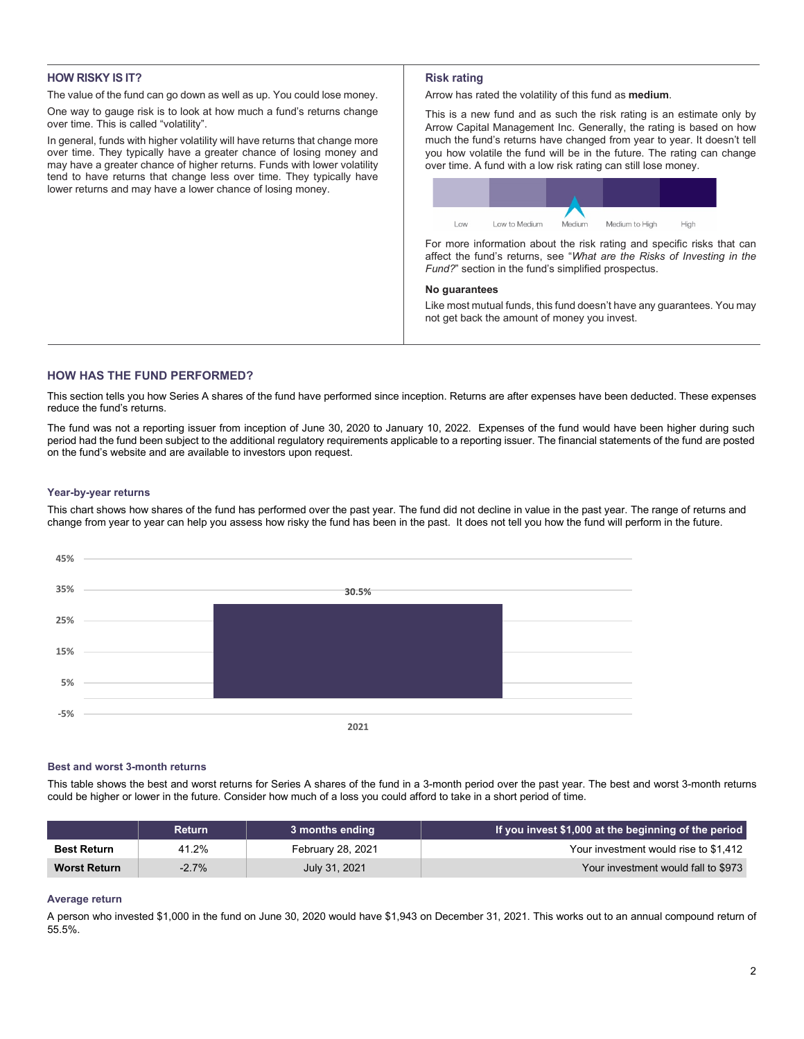## HOW RISKY IS IT?

The value of the fund can go down as well as up. You could lose money.

One way to gauge risk is to look at how much a fund's returns change over time. This is called "volatility".

In general, funds with higher volatility will have returns that change more over time. They typically have a greater chance of losing money and may have a greater chance of higher returns. Funds with lower volatility tend to have returns that change less over time. They typically have lower returns and may have a lower chance of losing money.

### Risk rating

Arrow has rated the volatility of this fund as **medium**.

This is a new fund and as such the risk rating is an estimate only by Arrow Capital Management Inc. Generally, the rating is based on how much the fund's returns have changed from year to year. It doesn't tell you how volatile the fund will be in the future. The rating can change over time. A fund with a low risk rating can still lose money.

| Low | Low to Medium | Medium | Medium to High | High |
|---|---|---|---|---|
| | | ▲ | | |

For more information about the risk rating and specific risks that can affect the fund's returns, see "*What are the Risks of Investing in the Fund?*" section in the fund's simplified prospectus.

### No guarantees

Like most mutual funds, this fund doesn't have any guarantees. You may not get back the amount of money you invest.

## HOW HAS THE FUND PERFORMED?

This section tells you how Series A shares of the fund have performed since inception. Returns are after expenses have been deducted. These expenses reduce the fund's returns.

The fund was not a reporting issuer from inception of June 30, 2020 to January 10, 2022. Expenses of the fund would have been higher during such period had the fund been subject to the additional regulatory requirements applicable to a reporting issuer. The financial statements of the fund are posted on the fund's website and are available to investors upon request.

### Year-by-year returns

This chart shows how shares of the fund has performed over the past year. The fund did not decline in value in the past year. The range of returns and change from year to year can help you assess how risky the fund has been in the past. It does not tell you how the fund will perform in the future.

| Year | Return |
|---|---|
| 2021 | 30.5% |

### Best and worst 3-month returns

This table shows the best and worst returns for Series A shares of the fund in a 3-month period over the past year. The best and worst 3-month returns could be higher or lower in the future. Consider how much of a loss you could afford to take in a short period of time.

| | Return | 3 months ending | If you invest $1,000 at the beginning of the period |
|---|---|---|---|
| **Best Return** | 41.2% | February 28, 2021 | Your investment would rise to $1,412 |
| **Worst Return** | -2.7% | July 31, 2021 | Your investment would fall to $973 |

### Average return

A person who invested $1,000 in the fund on June 30, 2020 would have $1,943 on December 31, 2021. This works out to an annual compound return of 55.5%.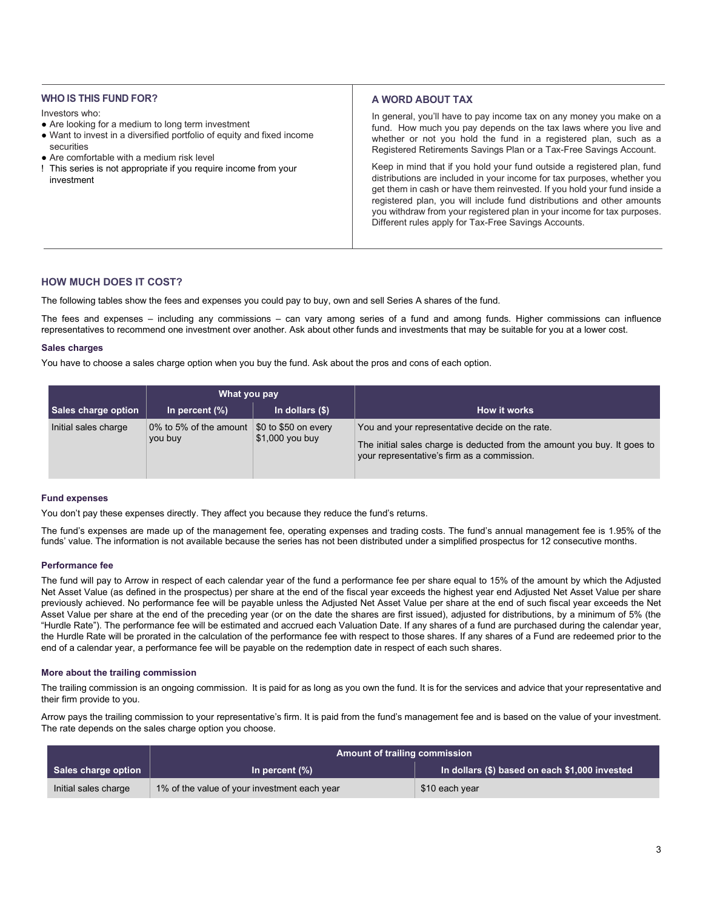## WHO IS THIS FUND FOR?

Investors who:

- Are looking for a medium to long term investment
- Want to invest in a diversified portfolio of equity and fixed income securities
- Are comfortable with a medium risk level

! This series is not appropriate if you require income from your investment

## A WORD ABOUT TAX

In general, you'll have to pay income tax on any money you make on a fund. How much you pay depends on the tax laws where you live and whether or not you hold the fund in a registered plan, such as a Registered Retirements Savings Plan or a Tax-Free Savings Account.

Keep in mind that if you hold your fund outside a registered plan, fund distributions are included in your income for tax purposes, whether you get them in cash or have them reinvested. If you hold your fund inside a registered plan, you will include fund distributions and other amounts you withdraw from your registered plan in your income for tax purposes. Different rules apply for Tax-Free Savings Accounts.

## HOW MUCH DOES IT COST?

The following tables show the fees and expenses you could pay to buy, own and sell Series A shares of the fund.

The fees and expenses – including any commissions – can vary among series of a fund and among funds. Higher commissions can influence representatives to recommend one investment over another. Ask about other funds and investments that may be suitable for you at a lower cost.

### Sales charges

You have to choose a sales charge option when you buy the fund. Ask about the pros and cons of each option.

| | What you pay | | |
|---|---|---|---|
| **Sales charge option** | **In percent (%)** | **In dollars ($)** | **How it works** |
| Initial sales charge | 0% to 5% of the amount you buy | $0 to $50 on every $1,000 you buy | You and your representative decide on the rate.<br><br>The initial sales charge is deducted from the amount you buy. It goes to your representative's firm as a commission. |

### Fund expenses

You don't pay these expenses directly. They affect you because they reduce the fund's returns.

The fund's expenses are made up of the management fee, operating expenses and trading costs. The fund's annual management fee is 1.95% of the funds' value. The information is not available because the series has not been distributed under a simplified prospectus for 12 consecutive months.

### Performance fee

The fund will pay to Arrow in respect of each calendar year of the fund a performance fee per share equal to 15% of the amount by which the Adjusted Net Asset Value (as defined in the prospectus) per share at the end of the fiscal year exceeds the highest year end Adjusted Net Asset Value per share previously achieved. No performance fee will be payable unless the Adjusted Net Asset Value per share at the end of such fiscal year exceeds the Net Asset Value per share at the end of the preceding year (or on the date the shares are first issued), adjusted for distributions, by a minimum of 5% (the "Hurdle Rate"). The performance fee will be estimated and accrued each Valuation Date. If any shares of a fund are purchased during the calendar year, the Hurdle Rate will be prorated in the calculation of the performance fee with respect to those shares. If any shares of a Fund are redeemed prior to the end of a calendar year, a performance fee will be payable on the redemption date in respect of each such shares.

### More about the trailing commission

The trailing commission is an ongoing commission. It is paid for as long as you own the fund. It is for the services and advice that your representative and their firm provide to you.

Arrow pays the trailing commission to your representative's firm. It is paid from the fund's management fee and is based on the value of your investment. The rate depends on the sales charge option you choose.

| | Amount of trailing commission | |
|---|---|---|
| **Sales charge option** | **In percent (%)** | **In dollars ($) based on each $1,000 invested** |
| Initial sales charge | 1% of the value of your investment each year | $10 each year |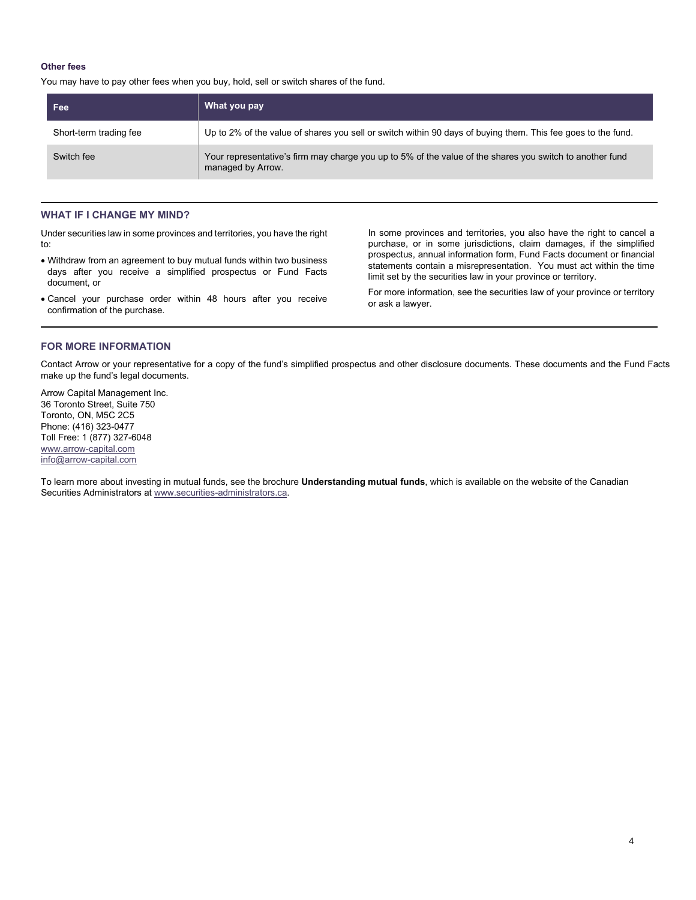### Other fees

You may have to pay other fees when you buy, hold, sell or switch shares of the fund.

| Fee | What you pay |
| --- | --- |
| Short-term trading fee | Up to 2% of the value of shares you sell or switch within 90 days of buying them. This fee goes to the fund. |
| Switch fee | Your representative's firm may charge you up to 5% of the value of the shares you switch to another fund managed by Arrow. |

## WHAT IF I CHANGE MY MIND?

Under securities law in some provinces and territories, you have the right to:

- Withdraw from an agreement to buy mutual funds within two business days after you receive a simplified prospectus or Fund Facts document, or
- Cancel your purchase order within 48 hours after you receive confirmation of the purchase.

In some provinces and territories, you also have the right to cancel a purchase, or in some jurisdictions, claim damages, if the simplified prospectus, annual information form, Fund Facts document or financial statements contain a misrepresentation. You must act within the time limit set by the securities law in your province or territory.

For more information, see the securities law of your province or territory or ask a lawyer.

## FOR MORE INFORMATION

Contact Arrow or your representative for a copy of the fund's simplified prospectus and other disclosure documents. These documents and the Fund Facts make up the fund's legal documents.

Arrow Capital Management Inc.  
36 Toronto Street, Suite 750  
Toronto, ON, M5C 2C5  
Phone: (416) 323-0477  
Toll Free: 1 (877) 327-6048  
www.arrow-capital.com  
info@arrow-capital.com

To learn more about investing in mutual funds, see the brochure **Understanding mutual funds**, which is available on the website of the Canadian Securities Administrators at www.securities-administrators.ca.